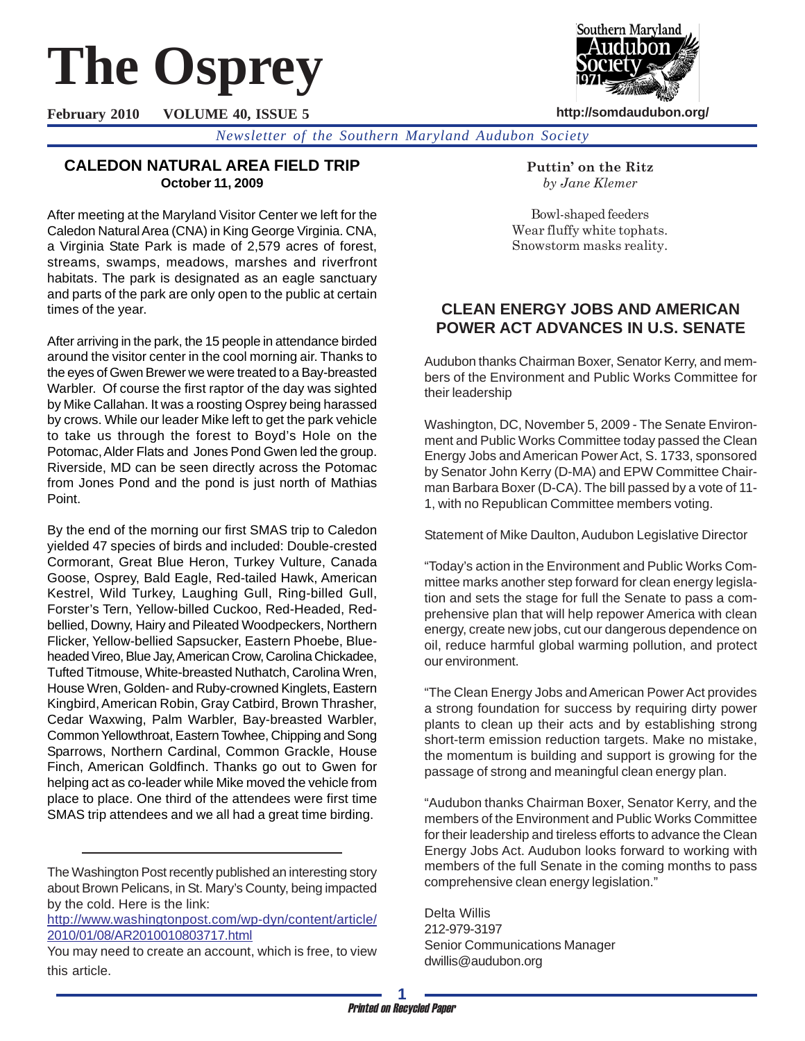# The Osprey

**February 2010 VOLUME 40, ISSUE 5** **http://somdaudubon.org/**

*Newsletter of the Southern Maryland Audubon Society*

## CALEDON NATURAL AREA FIELD TRIP

**October 11, 2009**

After meeting at the Maryland Visitor Center we left for the Caledon Natural Area (CNA) in King George Virginia. CNA, a Virginia State Park is made of 2,579 acres of forest, streams, swamps, meadows, marshes and riverfront habitats. The park is designated as an eagle sanctuary and parts of the park are only open to the public at certain times of the year.

After arriving in the park, the 15 people in attendance birded around the visitor center in the cool morning air. Thanks to the eyes of Gwen Brewer we were treated to a Bay-breasted Warbler. Of course the first raptor of the day was sighted by Mike Callahan. It was a roosting Osprey being harassed by crows. While our leader Mike left to get the park vehicle to take us through the forest to Boyd's Hole on the Potomac, Alder Flats and Jones Pond Gwen led the group. Riverside, MD can be seen directly across the Potomac from Jones Pond and the pond is just north of Mathias Point.

By the end of the morning our first SMAS trip to Caledon yielded 47 species of birds and included: Double-crested Cormorant, Great Blue Heron, Turkey Vulture, Canada Goose, Osprey, Bald Eagle, Red-tailed Hawk, American Kestrel, Wild Turkey, Laughing Gull, Ring-billed Gull, Forster's Tern, Yellow-billed Cuckoo, Red-Headed, Red-bellied, Downy, Hairy and Pileated Woodpeckers, Northern Flicker, Yellow-bellied Sapsucker, Eastern Phoebe, Blue-headed Vireo, Blue Jay, American Crow, Carolina Chickadee, Tufted Titmouse, White-breasted Nuthatch, Carolina Wren, House Wren, Golden- and Ruby-crowned Kinglets, Eastern Kingbird, American Robin, Gray Catbird, Brown Thrasher, Cedar Waxwing, Palm Warbler, Bay-breasted Warbler, Common Yellowthroat, Eastern Towhee, Chipping and Song Sparrows, Northern Cardinal, Common Grackle, House Finch, American Goldfinch. Thanks go out to Gwen for helping act as co-leader while Mike moved the vehicle from place to place. One third of the attendees were first time SMAS trip attendees and we all had a great time birding.

---

The Washington Post recently published an interesting story about Brown Pelicans, in St. Mary's County, being impacted by the cold. Here is the link:

[http://www.washingtonpost.com/wp-dyn/content/article/2010/01/08/AR2010010803717.html](http://www.washingtonpost.com/wp-dyn/content/article/2010/01/08/AR2010010803717.html)

You may need to create an account, which is free, to view this article.

**Puttin' on the Ritz**

*by Jane Klemer*

Bowl-shaped feeders
Wear fluffy white tophats.
Snowstorm masks reality.

## CLEAN ENERGY JOBS AND AMERICAN POWER ACT ADVANCES IN U.S. SENATE

Audubon thanks Chairman Boxer, Senator Kerry, and members of the Environment and Public Works Committee for their leadership

Washington, DC, November 5, 2009 - The Senate Environment and Public Works Committee today passed the Clean Energy Jobs and American Power Act, S. 1733, sponsored by Senator John Kerry (D-MA) and EPW Committee Chairman Barbara Boxer (D-CA). The bill passed by a vote of 11-1, with no Republican Committee members voting.

Statement of Mike Daulton, Audubon Legislative Director

"Today's action in the Environment and Public Works Committee marks another step forward for clean energy legislation and sets the stage for full the Senate to pass a comprehensive plan that will help repower America with clean energy, create new jobs, cut our dangerous dependence on oil, reduce harmful global warming pollution, and protect our environment.

"The Clean Energy Jobs and American Power Act provides a strong foundation for success by requiring dirty power plants to clean up their acts and by establishing strong short-term emission reduction targets. Make no mistake, the momentum is building and support is growing for the passage of strong and meaningful clean energy plan.

"Audubon thanks Chairman Boxer, Senator Kerry, and the members of the Environment and Public Works Committee for their leadership and tireless efforts to advance the Clean Energy Jobs Act. Audubon looks forward to working with members of the full Senate in the coming months to pass comprehensive clean energy legislation."

Delta Willis
212-979-3197
Senior Communications Manager
dwillis@audubon.org

*Printed on Recycled Paper*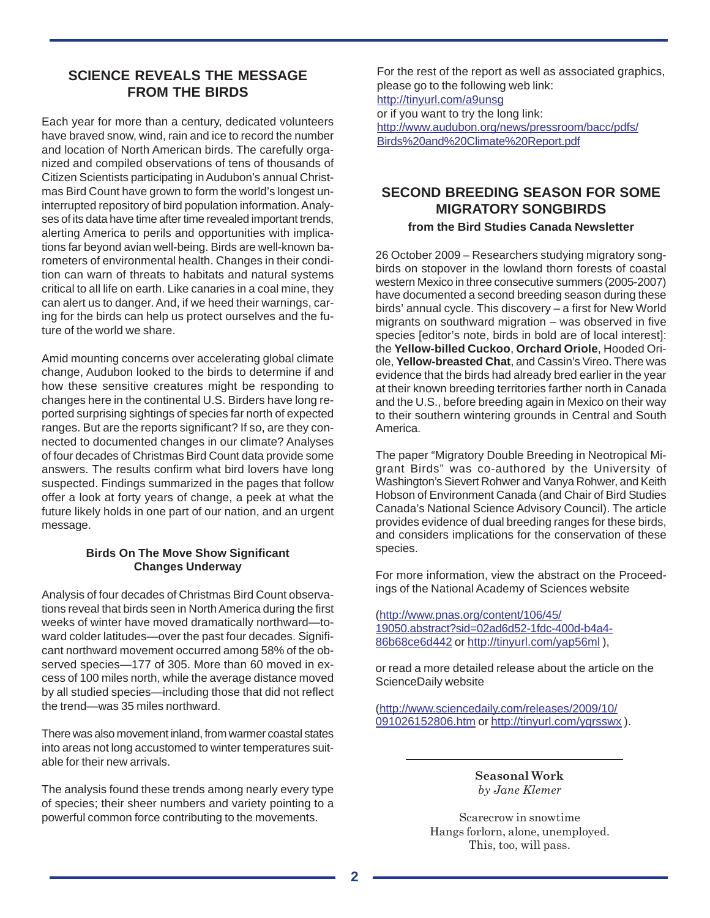## SCIENCE REVEALS THE MESSAGE FROM THE BIRDS

Each year for more than a century, dedicated volunteers have braved snow, wind, rain and ice to record the number and location of North American birds. The carefully organized and compiled observations of tens of thousands of Citizen Scientists participating in Audubon's annual Christmas Bird Count have grown to form the world's longest uninterrupted repository of bird population information. Analyses of its data have time after time revealed important trends, alerting America to perils and opportunities with implications far beyond avian well-being. Birds are well-known barometers of environmental health. Changes in their condition can warn of threats to habitats and natural systems critical to all life on earth. Like canaries in a coal mine, they can alert us to danger. And, if we heed their warnings, caring for the birds can help us protect ourselves and the future of the world we share.

Amid mounting concerns over accelerating global climate change, Audubon looked to the birds to determine if and how these sensitive creatures might be responding to changes here in the continental U.S. Birders have long reported surprising sightings of species far north of expected ranges. But are the reports significant? If so, are they connected to documented changes in our climate? Analyses of four decades of Christmas Bird Count data provide some answers. The results confirm what bird lovers have long suspected. Findings summarized in the pages that follow offer a look at forty years of change, a peek at what the future likely holds in one part of our nation, and an urgent message.

### Birds On The Move Show Significant Changes Underway

Analysis of four decades of Christmas Bird Count observations reveal that birds seen in North America during the first weeks of winter have moved dramatically northward—toward colder latitudes—over the past four decades. Significant northward movement occurred among 58% of the observed species—177 of 305. More than 60 moved in excess of 100 miles north, while the average distance moved by all studied species—including those that did not reflect the trend—was 35 miles northward.

There was also movement inland, from warmer coastal states into areas not long accustomed to winter temperatures suitable for their new arrivals.

The analysis found these trends among nearly every type of species; their sheer numbers and variety pointing to a powerful common force contributing to the movements.

For the rest of the report as well as associated graphics, please go to the following web link:
http://tinyurl.com/a9unsg
or if you want to try the long link:
http://www.audubon.org/news/pressroom/bacc/pdfs/Birds%20and%20Climate%20Report.pdf

## SECOND BREEDING SEASON FOR SOME MIGRATORY SONGBIRDS

**from the Bird Studies Canada Newsletter**

26 October 2009 – Researchers studying migratory songbirds on stopover in the lowland thorn forests of coastal western Mexico in three consecutive summers (2005-2007) have documented a second breeding season during these birds' annual cycle. This discovery – a first for New World migrants on southward migration – was observed in five species [editor's note, birds in bold are of local interest]: the **Yellow-billed Cuckoo**, **Orchard Oriole**, Hooded Oriole, **Yellow-breasted Chat**, and Cassin's Vireo. There was evidence that the birds had already bred earlier in the year at their known breeding territories farther north in Canada and the U.S., before breeding again in Mexico on their way to their southern wintering grounds in Central and South America.

The paper "Migratory Double Breeding in Neotropical Migrant Birds" was co-authored by the University of Washington's Sievert Rohwer and Vanya Rohwer, and Keith Hobson of Environment Canada (and Chair of Bird Studies Canada's National Science Advisory Council). The article provides evidence of dual breeding ranges for these birds, and considers implications for the conservation of these species.

For more information, view the abstract on the Proceedings of the National Academy of Sciences website

(http://www.pnas.org/content/106/45/19050.abstract?sid=02ad6d52-1fdc-400d-b4a4-86b68ce6d442 or http://tinyurl.com/yap56ml ),

or read a more detailed release about the article on the ScienceDaily website

(http://www.sciencedaily.com/releases/2009/10/091026152806.htm or http://tinyurl.com/ygrsswx ).

---

**Seasonal Work**
*by Jane Klemer*

Scarecrow in snowtime
Hangs forlorn, alone, unemployed.
This, too, will pass.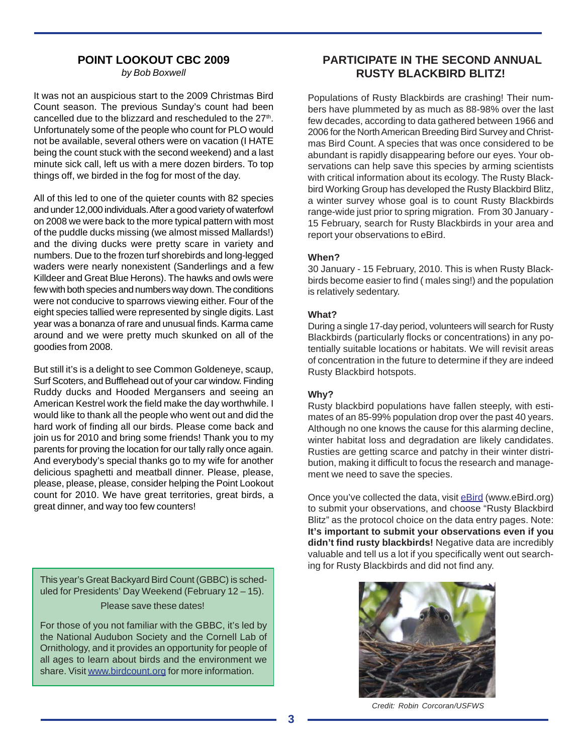## POINT LOOKOUT CBC 2009

*by Bob Boxwell*

It was not an auspicious start to the 2009 Christmas Bird Count season. The previous Sunday's count had been cancelled due to the blizzard and rescheduled to the 27th. Unfortunately some of the people who count for PLO would not be available, several others were on vacation (I HATE being the count stuck with the second weekend) and a last minute sick call, left us with a mere dozen birders. To top things off, we birded in the fog for most of the day.

All of this led to one of the quieter counts with 82 species and under 12,000 individuals. After a good variety of waterfowl on 2008 we were back to the more typical pattern with most of the puddle ducks missing (we almost missed Mallards!) and the diving ducks were pretty scare in variety and numbers. Due to the frozen turf shorebirds and long-legged waders were nearly nonexistent (Sanderlings and a few Killdeer and Great Blue Herons). The hawks and owls were few with both species and numbers way down. The conditions were not conducive to sparrows viewing either. Four of the eight species tallied were represented by single digits. Last year was a bonanza of rare and unusual finds. Karma came around and we were pretty much skunked on all of the goodies from 2008.

But still it's is a delight to see Common Goldeneye, scaup, Surf Scoters, and Bufflehead out of your car window. Finding Ruddy ducks and Hooded Mergansers and seeing an American Kestrel work the field make the day worthwhile. I would like to thank all the people who went out and did the hard work of finding all our birds. Please come back and join us for 2010 and bring some friends! Thank you to my parents for proving the location for our tally rally once again. And everybody's special thanks go to my wife for another delicious spaghetti and meatball dinner. Please, please, please, please, please, consider helping the Point Lookout count for 2010. We have great territories, great birds, a great dinner, and way too few counters!

This year's Great Backyard Bird Count (GBBC) is scheduled for Presidents' Day Weekend (February 12 – 15).

Please save these dates!

For those of you not familiar with the GBBC, it's led by the National Audubon Society and the Cornell Lab of Ornithology, and it provides an opportunity for people of all ages to learn about birds and the environment we share. Visit www.birdcount.org for more information.

## PARTICIPATE IN THE SECOND ANNUAL RUSTY BLACKBIRD BLITZ!

Populations of Rusty Blackbirds are crashing! Their numbers have plummeted by as much as 88-98% over the last few decades, according to data gathered between 1966 and 2006 for the North American Breeding Bird Survey and Christmas Bird Count. A species that was once considered to be abundant is rapidly disappearing before our eyes. Your observations can help save this species by arming scientists with critical information about its ecology. The Rusty Blackbird Working Group has developed the Rusty Blackbird Blitz, a winter survey whose goal is to count Rusty Blackbirds range-wide just prior to spring migration. From 30 January - 15 February, search for Rusty Blackbirds in your area and report your observations to eBird.

**When?**

30 January - 15 February, 2010. This is when Rusty Blackbirds become easier to find ( males sing!) and the population is relatively sedentary.

**What?**

During a single 17-day period, volunteers will search for Rusty Blackbirds (particularly flocks or concentrations) in any potentially suitable locations or habitats. We will revisit areas of concentration in the future to determine if they are indeed Rusty Blackbird hotspots.

**Why?**

Rusty blackbird populations have fallen steeply, with estimates of an 85-99% population drop over the past 40 years. Although no one knows the cause for this alarming decline, winter habitat loss and degradation are likely candidates. Rusties are getting scarce and patchy in their winter distribution, making it difficult to focus the research and management we need to save the species.

Once you've collected the data, visit eBird (www.eBird.org) to submit your observations, and choose "Rusty Blackbird Blitz" as the protocol choice on the data entry pages. Note: **It's important to submit your observations even if you didn't find rusty blackbirds!** Negative data are incredibly valuable and tell us a lot if you specifically went out searching for Rusty Blackbirds and did not find any.

*Credit: Robin Corcoran/USFWS*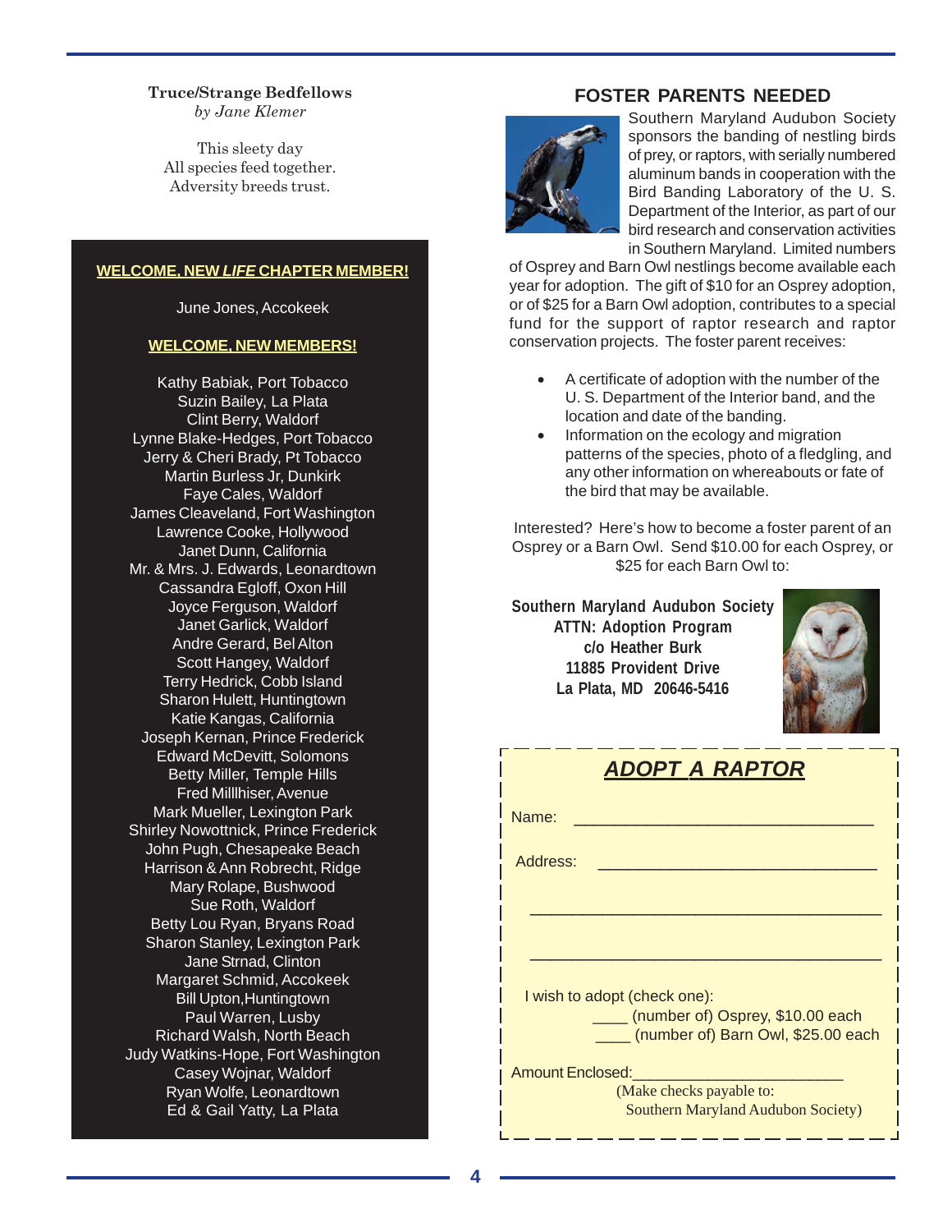**Truce/Strange Bedfellows**
*by Jane Klemer*

This sleety day
All species feed together.
Adversity breeds trust.

**WELCOME, NEW *LIFE* CHAPTER MEMBER!**

June Jones, Accokeek

**WELCOME, NEW MEMBERS!**

Kathy Babiak, Port Tobacco
Suzin Bailey, La Plata
Clint Berry, Waldorf
Lynne Blake-Hedges, Port Tobacco
Jerry & Cheri Brady, Pt Tobacco
Martin Burless Jr, Dunkirk
Faye Cales, Waldorf
James Cleaveland, Fort Washington
Lawrence Cooke, Hollywood
Janet Dunn, California
Mr. & Mrs. J. Edwards, Leonardtown
Cassandra Egloff, Oxon Hill
Joyce Ferguson, Waldorf
Janet Garlick, Waldorf
Andre Gerard, Bel Alton
Scott Hangey, Waldorf
Terry Hedrick, Cobb Island
Sharon Hulett, Huntingtown
Katie Kangas, California
Joseph Kernan, Prince Frederick
Edward McDevitt, Solomons
Betty Miller, Temple Hills
Fred Millhiser, Avenue
Mark Mueller, Lexington Park
Shirley Nowottnick, Prince Frederick
John Pugh, Chesapeake Beach
Harrison & Ann Robrecht, Ridge
Mary Rolape, Bushwood
Sue Roth, Waldorf
Betty Lou Ryan, Bryans Road
Sharon Stanley, Lexington Park
Jane Strnad, Clinton
Margaret Schmid, Accokeek
Bill Upton, Huntingtown
Paul Warren, Lusby
Richard Walsh, North Beach
Judy Watkins-Hope, Fort Washington
Casey Wojnar, Waldorf
Ryan Wolfe, Leonardtown
Ed & Gail Yatty, La Plata

## FOSTER PARENTS NEEDED

Southern Maryland Audubon Society sponsors the banding of nestling birds of prey, or raptors, with serially numbered aluminum bands in cooperation with the Bird Banding Laboratory of the U. S. Department of the Interior, as part of our bird research and conservation activities in Southern Maryland. Limited numbers of Osprey and Barn Owl nestlings become available each year for adoption. The gift of $10 for an Osprey adoption, or of $25 for a Barn Owl adoption, contributes to a special fund for the support of raptor research and raptor conservation projects. The foster parent receives:

- A certificate of adoption with the number of the U. S. Department of the Interior band, and the location and date of the banding.
- Information on the ecology and migration patterns of the species, photo of a fledgling, and any other information on whereabouts or fate of the bird that may be available.

Interested? Here's how to become a foster parent of an Osprey or a Barn Owl. Send $10.00 for each Osprey, or $25 for each Barn Owl to:

**Southern Maryland Audubon Society**
**ATTN: Adoption Program**
**c/o Heather Burk**
**11885 Provident Drive**
**La Plata, MD 20646-5416**

### *ADOPT A RAPTOR*

Name: ________________________________

Address: ______________________________

_______________________________________

_______________________________________

I wish to adopt (check one):

____ (number of) Osprey, $10.00 each
____ (number of) Barn Owl, $25.00 each

Amount Enclosed:________________________

(Make checks payable to: Southern Maryland Audubon Society)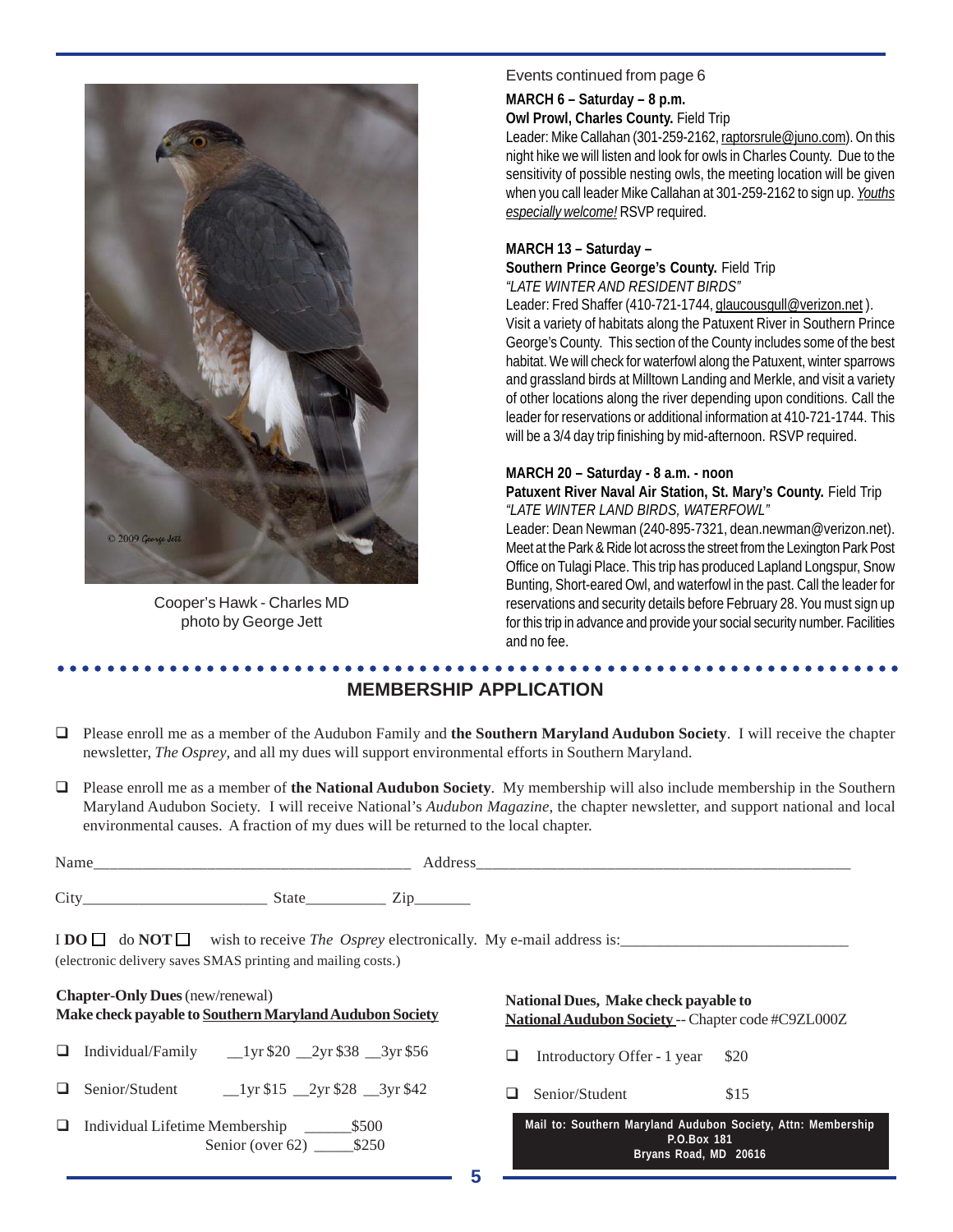Cooper's Hawk - Charles MD
photo by George Jett

Events continued from page 6

**MARCH 6 – Saturday – 8 p.m.**
**Owl Prowl, Charles County.** Field Trip
Leader: Mike Callahan (301-259-2162, raptorsrule@juno.com). On this night hike we will listen and look for owls in Charles County. Due to the sensitivity of possible nesting owls, the meeting location will be given when you call leader Mike Callahan at 301-259-2162 to sign up. *Youths especially welcome!* RSVP required.

**MARCH 13 – Saturday –**
**Southern Prince George's County.** Field Trip
*"LATE WINTER AND RESIDENT BIRDS"*
Leader: Fred Shaffer (410-721-1744, glaucousgull@verizon.net ). Visit a variety of habitats along the Patuxent River in Southern Prince George's County. This section of the County includes some of the best habitat. We will check for waterfowl along the Patuxent, winter sparrows and grassland birds at Milltown Landing and Merkle, and visit a variety of other locations along the river depending upon conditions. Call the leader for reservations or additional information at 410-721-1744. This will be a 3/4 day trip finishing by mid-afternoon. RSVP required.

**MARCH 20 – Saturday - 8 a.m. - noon**
**Patuxent River Naval Air Station, St. Mary's County.** Field Trip
*"LATE WINTER LAND BIRDS, WATERFOWL"*
Leader: Dean Newman (240-895-7321, dean.newman@verizon.net). Meet at the Park & Ride lot across the street from the Lexington Park Post Office on Tulagi Place. This trip has produced Lapland Longspur, Snow Bunting, Short-eared Owl, and waterfowl in the past. Call the leader for reservations and security details before February 28. You must sign up for this trip in advance and provide your social security number. Facilities and no fee.

## MEMBERSHIP APPLICATION

- ❑ Please enroll me as a member of the Audubon Family and **the Southern Maryland Audubon Society**. I will receive the chapter newsletter, *The Osprey*, and all my dues will support environmental efforts in Southern Maryland.
- ❑ Please enroll me as a member of **the National Audubon Society**. My membership will also include membership in the Southern Maryland Audubon Society. I will receive National's *Audubon Magazine*, the chapter newsletter, and support national and local environmental causes. A fraction of my dues will be returned to the local chapter.

Name_______________________________________ Address_______________________________________________

City______________________ State__________ Zip_______

I **DO** ❑ do **NOT** ❑ wish to receive *The Osprey* electronically. My e-mail address is:____________________________
(electronic delivery saves SMAS printing and mailing costs.)

**Chapter-Only Dues** (new/renewal)
**Make check payable to Southern Maryland Audubon Society**

- ❑ Individual/Family __1yr $20 __2yr $38 __3yr $56
- ❑ Senior/Student __1yr $15 __2yr $28 __3yr $42
- ❑ Individual Lifetime Membership ______$500
  Senior (over 62) _____$250

**National Dues, Make check payable to**
**National Audubon Society** -- Chapter code #C9ZL000Z

- ❑ Introductory Offer - 1 year $20
- ❑ Senior/Student $15

**Mail to: Southern Maryland Audubon Society, Attn: Membership**
**P.O.Box 181**
**Bryans Road, MD 20616**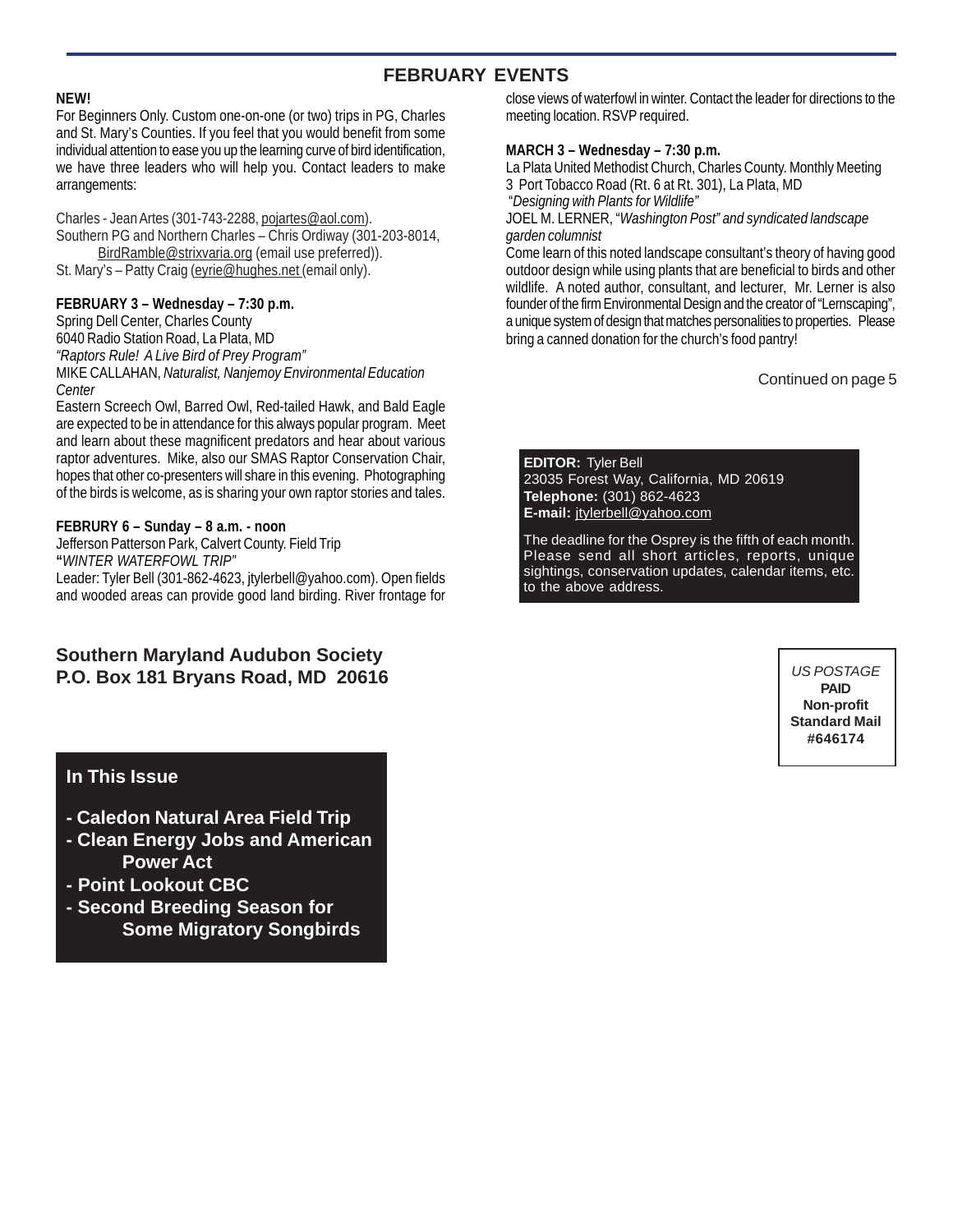## FEBRUARY EVENTS

**NEW!**

For Beginners Only. Custom one-on-one (or two) trips in PG, Charles and St. Mary's Counties. If you feel that you would benefit from some individual attention to ease you up the learning curve of bird identification, we have three leaders who will help you. Contact leaders to make arrangements:

Charles - Jean Artes (301-743-2288, pojartes@aol.com).
Southern PG and Northern Charles – Chris Ordiway (301-203-8014, BirdRamble@strixvaria.org (email use preferred)).
St. Mary's – Patty Craig (eyrie@hughes.net (email only).

**FEBRUARY 3 – Wednesday – 7:30 p.m.**
Spring Dell Center, Charles County
6040 Radio Station Road, La Plata, MD
*"Raptors Rule! A Live Bird of Prey Program"*
MIKE CALLAHAN, *Naturalist, Nanjemoy Environmental Education Center*

Eastern Screech Owl, Barred Owl, Red-tailed Hawk, and Bald Eagle are expected to be in attendance for this always popular program. Meet and learn about these magnificent predators and hear about various raptor adventures. Mike, also our SMAS Raptor Conservation Chair, hopes that other co-presenters will share in this evening. Photographing of the birds is welcome, as is sharing your own raptor stories and tales.

**FEBRURY 6 – Sunday – 8 a.m. - noon**
Jefferson Patterson Park, Calvert County. Field Trip
**"***WINTER WATERFOWL TRIP"*
Leader: Tyler Bell (301-862-4623, jtylerbell@yahoo.com). Open fields and wooded areas can provide good land birding. River frontage for close views of waterfowl in winter. Contact the leader for directions to the meeting location. RSVP required.

**MARCH 3 – Wednesday – 7:30 p.m.**
La Plata United Methodist Church, Charles County. Monthly Meeting
3 Port Tobacco Road (Rt. 6 at Rt. 301), La Plata, MD
*"Designing with Plants for Wildlife"*
JOEL M. LERNER, "*Washington Post" and syndicated landscape garden columnist*

Come learn of this noted landscape consultant's theory of having good outdoor design while using plants that are beneficial to birds and other wildlife. A noted author, consultant, and lecturer, Mr. Lerner is also founder of the firm Environmental Design and the creator of "Lernscaping", a unique system of design that matches personalities to properties. Please bring a canned donation for the church's food pantry!

Continued on page 5

**EDITOR:** Tyler Bell
23035 Forest Way, California, MD 20619
**Telephone:** (301) 862-4623
**E-mail:** jtylerbell@yahoo.com

The deadline for the Osprey is the fifth of each month. Please send all short articles, reports, unique sightings, conservation updates, calendar items, etc. to the above address.

**Southern Maryland Audubon Society**
**P.O. Box 181 Bryans Road, MD 20616**

*US POSTAGE*
**PAID**
**Non-profit**
**Standard Mail**
**#646174**

### In This Issue

- **Caledon Natural Area Field Trip**
- **Clean Energy Jobs and American Power Act**
- **Point Lookout CBC**
- **Second Breeding Season for Some Migratory Songbirds**